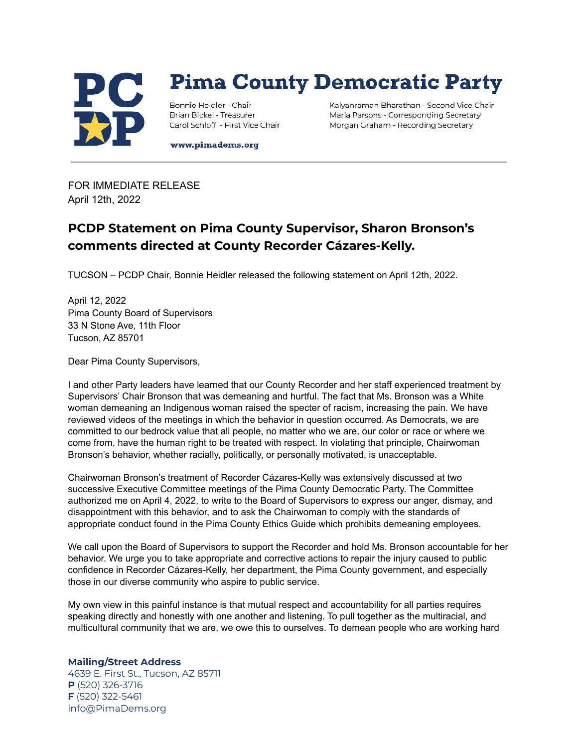# Pima County Democratic Party

Bonnie Heidler - Chair
Brian Bickel - Treasurer
Carol Schloff - First Vice Chair
Kalyanraman Bharathan - Second Vice Chair
Maria Parsons - Corresponding Secretary
Morgan Graham - Recording Secretary

www.pimadems.org

FOR IMMEDIATE RELEASE
April 12th, 2022

## PCDP Statement on Pima County Supervisor, Sharon Bronson's comments directed at County Recorder Cázares-Kelly.

TUCSON – PCDP Chair, Bonnie Heidler released the following statement on April 12th, 2022.

April 12, 2022
Pima County Board of Supervisors
33 N Stone Ave, 11th Floor
Tucson, AZ 85701

Dear Pima County Supervisors,

I and other Party leaders have learned that our County Recorder and her staff experienced treatment by Supervisors' Chair Bronson that was demeaning and hurtful. The fact that Ms. Bronson was a White woman demeaning an Indigenous woman raised the specter of racism, increasing the pain. We have reviewed videos of the meetings in which the behavior in question occurred. As Democrats, we are committed to our bedrock value that all people, no matter who we are, our color or race or where we come from, have the human right to be treated with respect. In violating that principle, Chairwoman Bronson's behavior, whether racially, politically, or personally motivated, is unacceptable.

Chairwoman Bronson's treatment of Recorder Cázares-Kelly was extensively discussed at two successive Executive Committee meetings of the Pima County Democratic Party. The Committee authorized me on April 4, 2022, to write to the Board of Supervisors to express our anger, dismay, and disappointment with this behavior, and to ask the Chairwoman to comply with the standards of appropriate conduct found in the Pima County Ethics Guide which prohibits demeaning employees.

We call upon the Board of Supervisors to support the Recorder and hold Ms. Bronson accountable for her behavior. We urge you to take appropriate and corrective actions to repair the injury caused to public confidence in Recorder Cázares-Kelly, her department, the Pima County government, and especially those in our diverse community who aspire to public service.

My own view in this painful instance is that mutual respect and accountability for all parties requires speaking directly and honestly with one another and listening. To pull together as the multiracial, and multicultural community that we are, we owe this to ourselves. To demean people who are working hard

**Mailing/Street Address**
4639 E. First St., Tucson, AZ 85711
**P** (520) 326-3716
**F** (520) 322-5461
info@PimaDems.org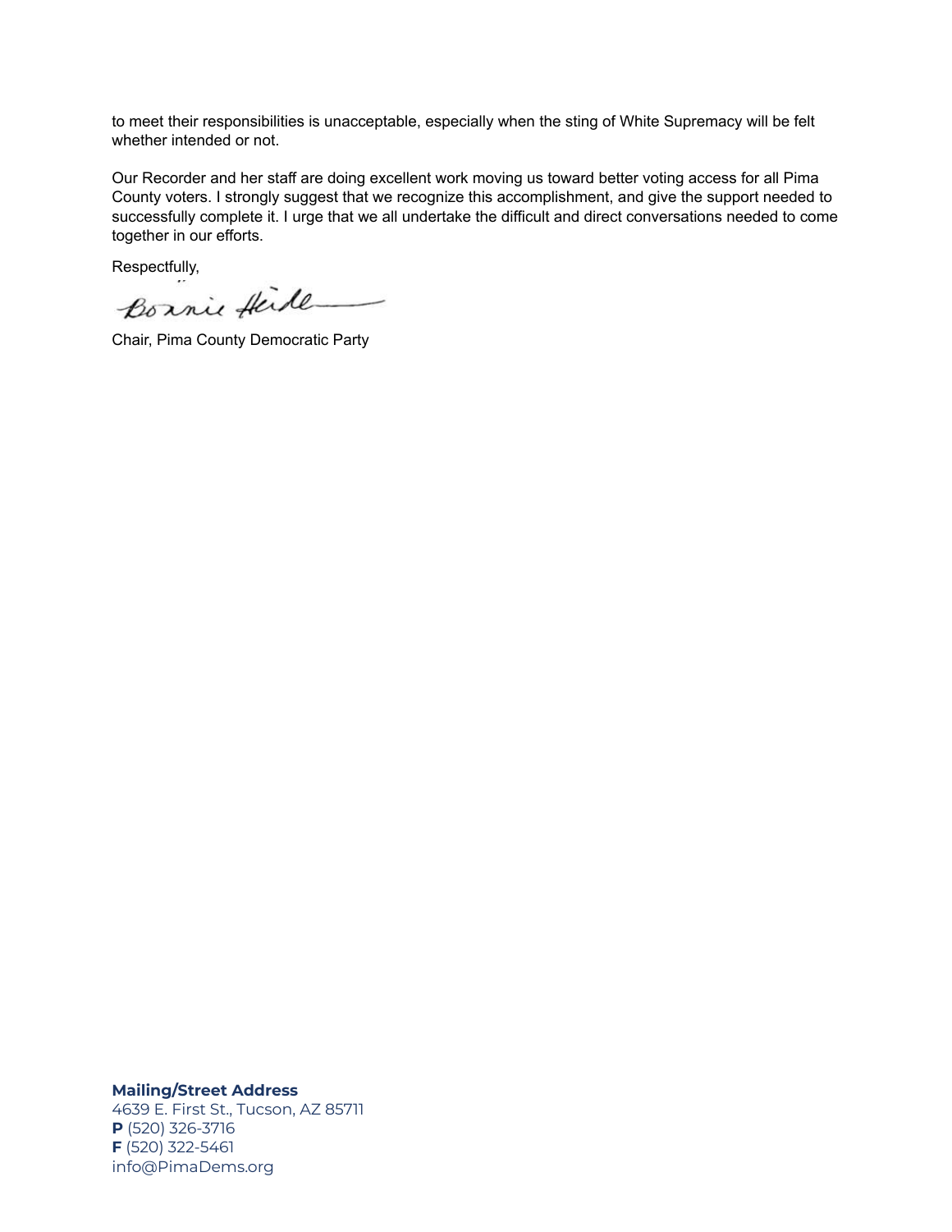to meet their responsibilities is unacceptable, especially when the sting of White Supremacy will be felt whether intended or not.

Our Recorder and her staff are doing excellent work moving us toward better voting access for all Pima County voters. I strongly suggest that we recognize this accomplishment, and give the support needed to successfully complete it. I urge that we all undertake the difficult and direct conversations needed to come together in our efforts.

Respectfully,

Bonnie Heidler

Chair, Pima County Democratic Party

**Mailing/Street Address**
4639 E. First St., Tucson, AZ 85711
**P** (520) 326-3716
**F** (520) 322-5461
info@PimaDems.org